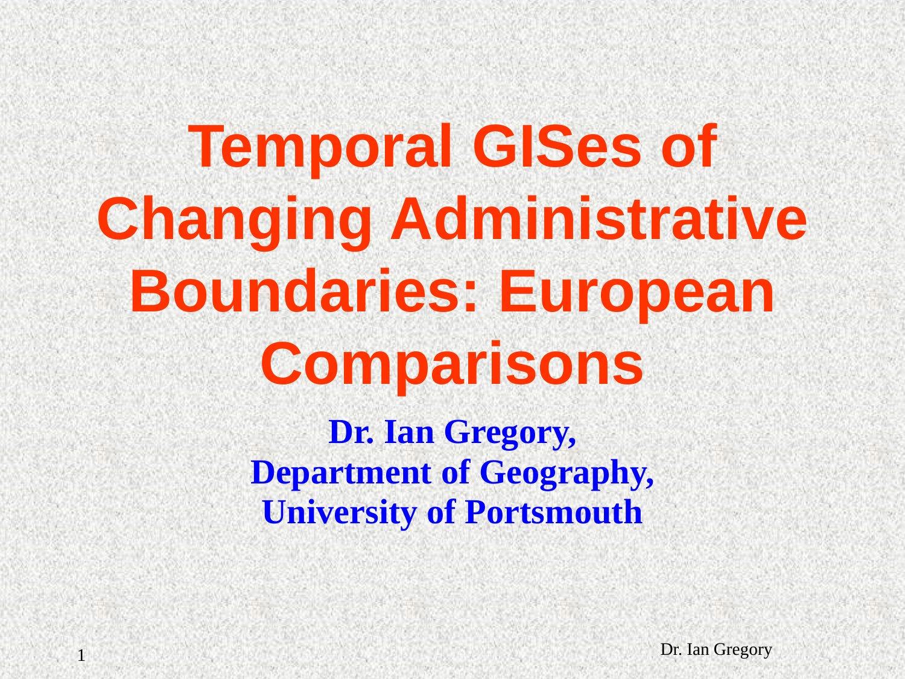# Temporal GISes of Changing Administrative Boundaries: European Comparisons

**Dr. Ian Gregory,**
**Department of Geography,**
**University of Portsmouth**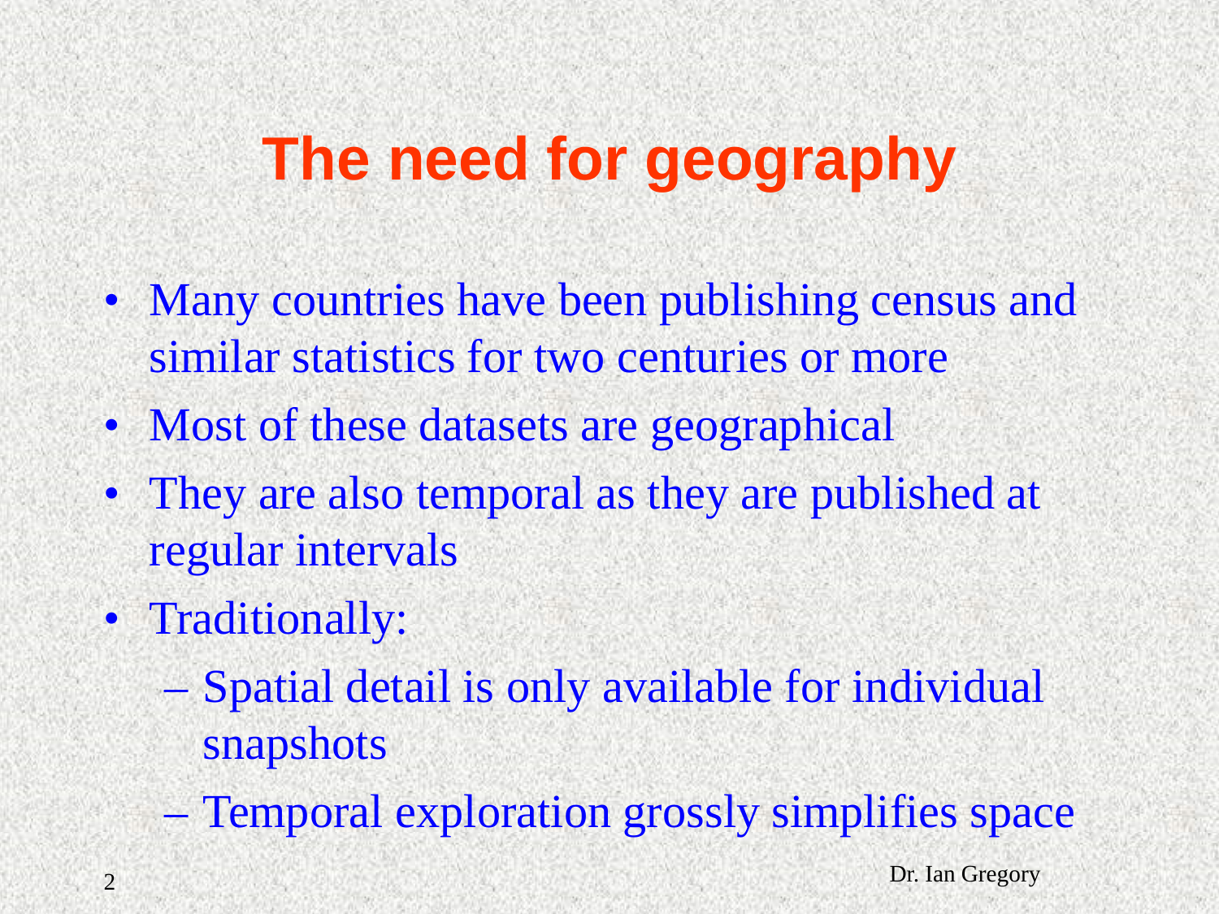# The need for geography

- Many countries have been publishing census and similar statistics for two centuries or more
- Most of these datasets are geographical
- They are also temporal as they are published at regular intervals
- Traditionally:
  - Spatial detail is only available for individual snapshots
  - Temporal exploration grossly simplifies space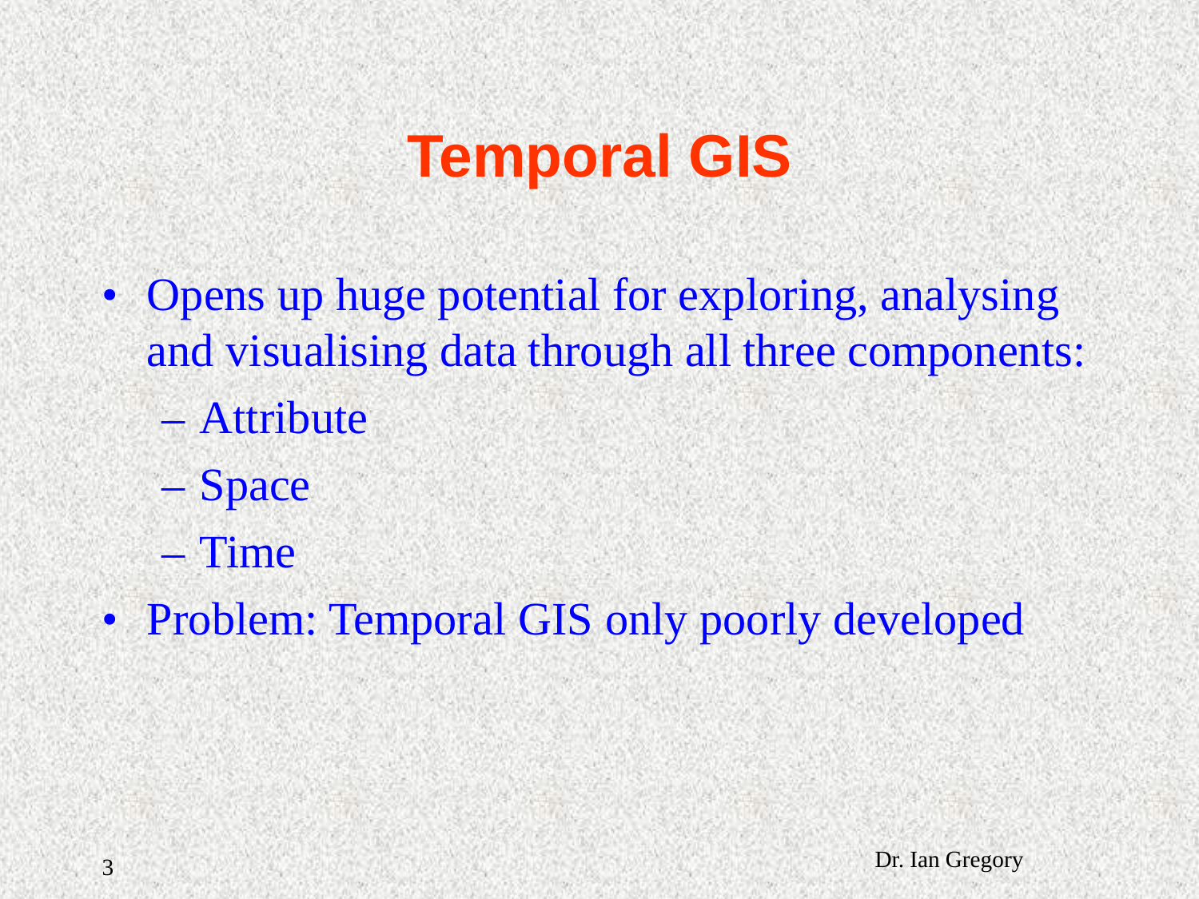# Temporal GIS

- Opens up huge potential for exploring, analysing and visualising data through all three components:
  - Attribute
  - Space
  - Time
- Problem: Temporal GIS only poorly developed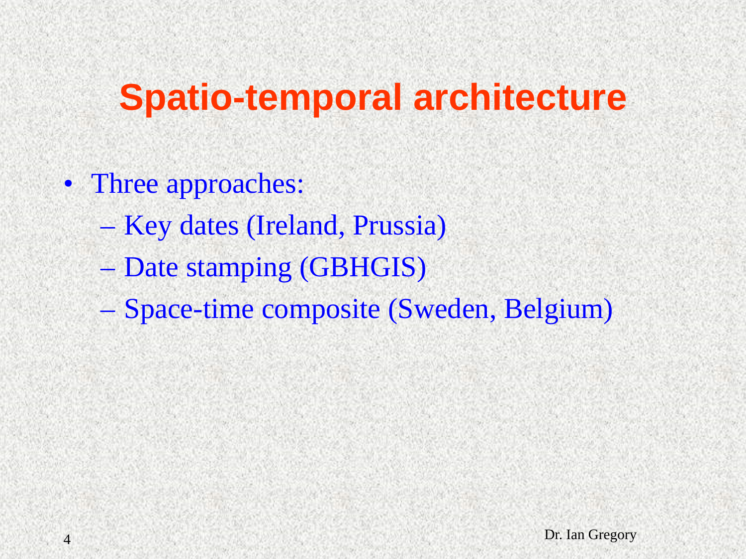# Spatio-temporal architecture

- Three approaches:
  - Key dates (Ireland, Prussia)
  - Date stamping (GBHGIS)
  - Space-time composite (Sweden, Belgium)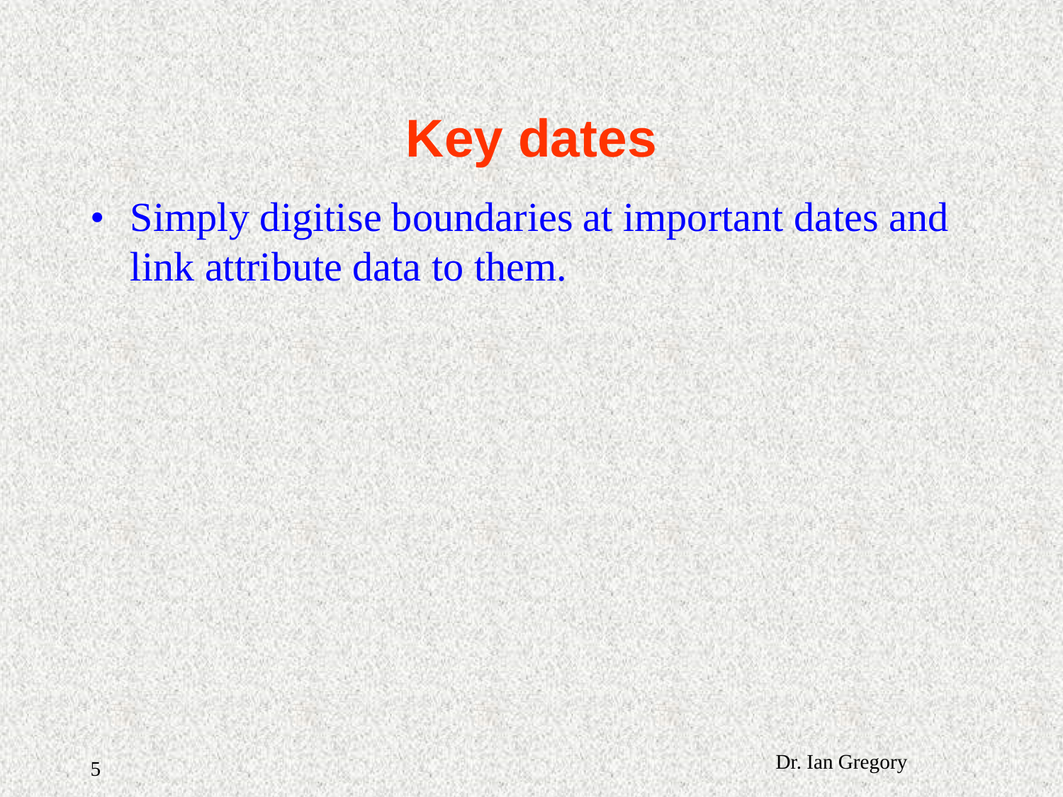# Key dates

- Simply digitise boundaries at important dates and link attribute data to them.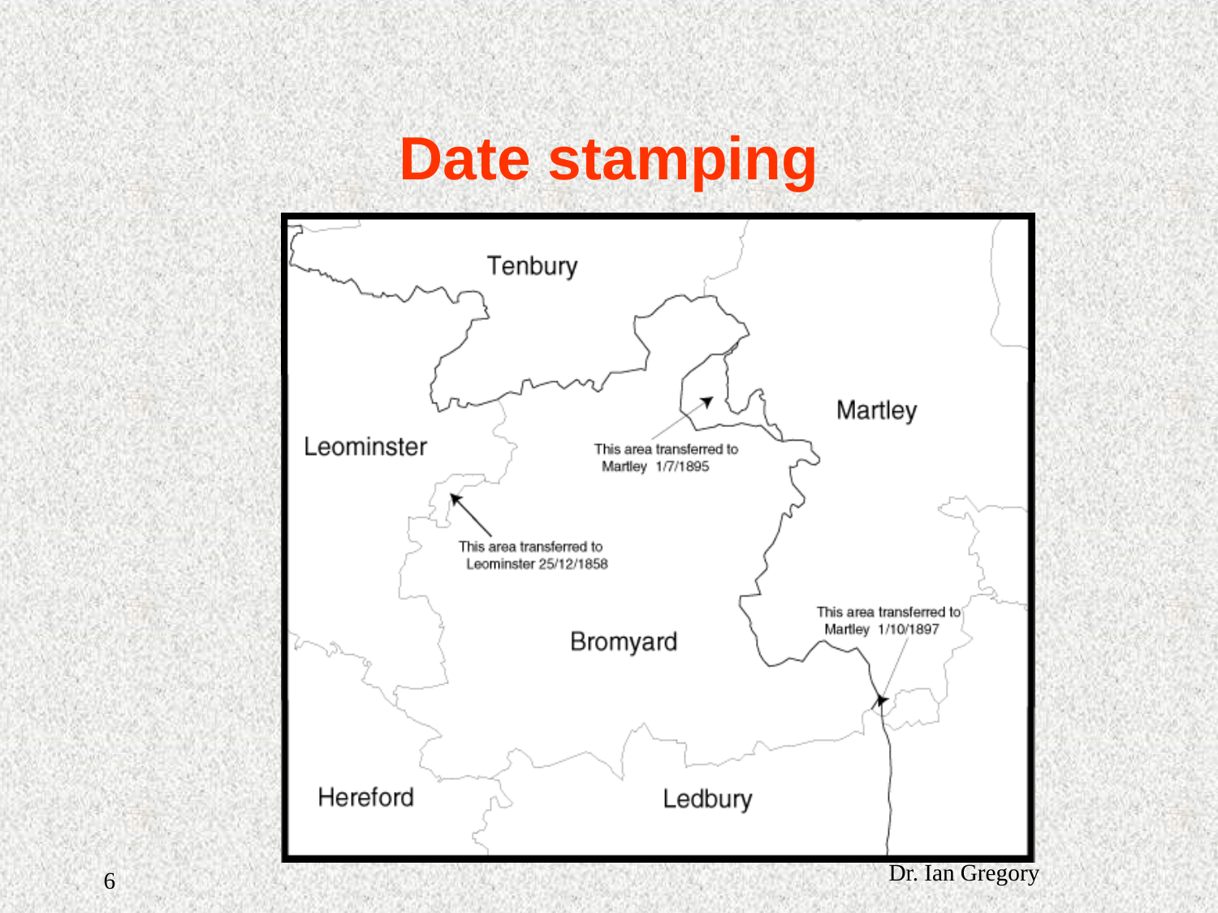# Date stamping

Tenbury

Leominster

Martley

This area transferred to Martley 1/7/1895

This area transferred to Leominster 25/12/1858

This area transferred to Martley 1/10/1897

Bromyard

Hereford

Ledbury

Dr. Ian Gregory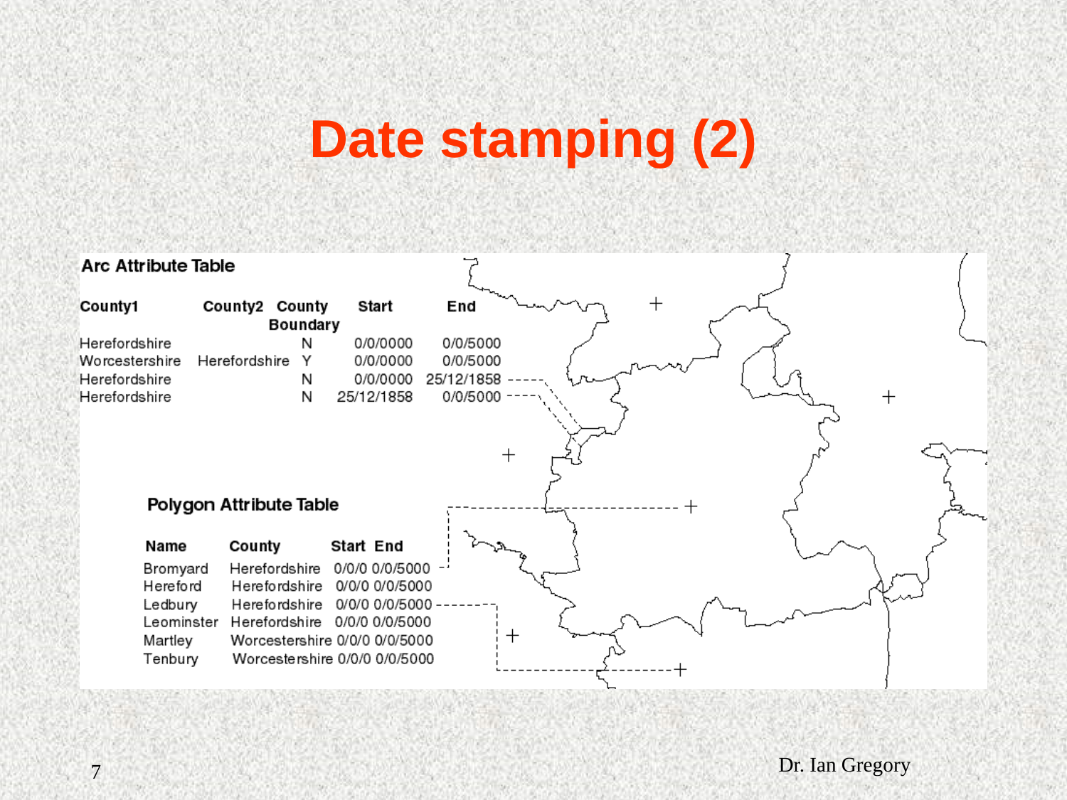# Date stamping (2)

**Arc Attribute Table**

| County1 | County2 | County Boundary | Start | End |
|---|---|---|---|---|
| Herefordshire | | N | 0/0/0000 | 0/0/5000 |
| Worcestershire | Herefordshire | Y | 0/0/0000 | 0/0/5000 |
| Herefordshire | | N | 0/0/0000 | 25/12/1858 |
| Herefordshire | | N | 25/12/1858 | 0/0/5000 |

**Polygon Attribute Table**

| Name | County | Start | End |
|---|---|---|---|
| Bromyard | Herefordshire | 0/0/0 | 0/0/5000 |
| Hereford | Herefordshire | 0/0/0 | 0/0/5000 |
| Ledbury | Herefordshire | 0/0/0 | 0/0/5000 |
| Leominster | Herefordshire | 0/0/0 | 0/0/5000 |
| Martley | Worcestershire | 0/0/0 | 0/0/5000 |
| Tenbury | Worcestershire | 0/0/0 | 0/0/5000 |

Dr. Ian Gregory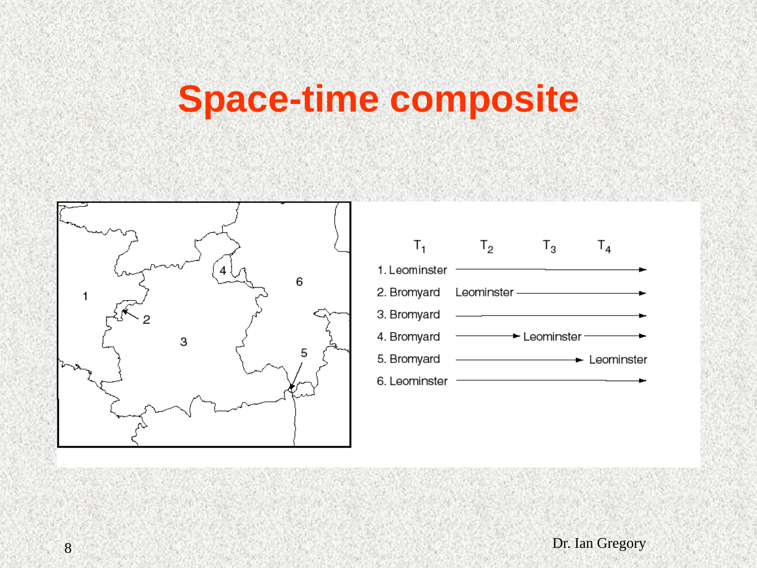# Space-time composite

|  | $T_1$ | $T_2$ | $T_3$ | $T_4$ |
|---|---|---|---|---|
| 1. | Leominster → | → | → | → |
| 2. | Bromyard | Leominster → | → | → |
| 3. | Bromyard → | → | → | → |
| 4. | Bromyard → | → | Leominster → | → |
| 5. | Bromyard → | → | → | Leominster |
| 6. | Leominster → | → | → | → |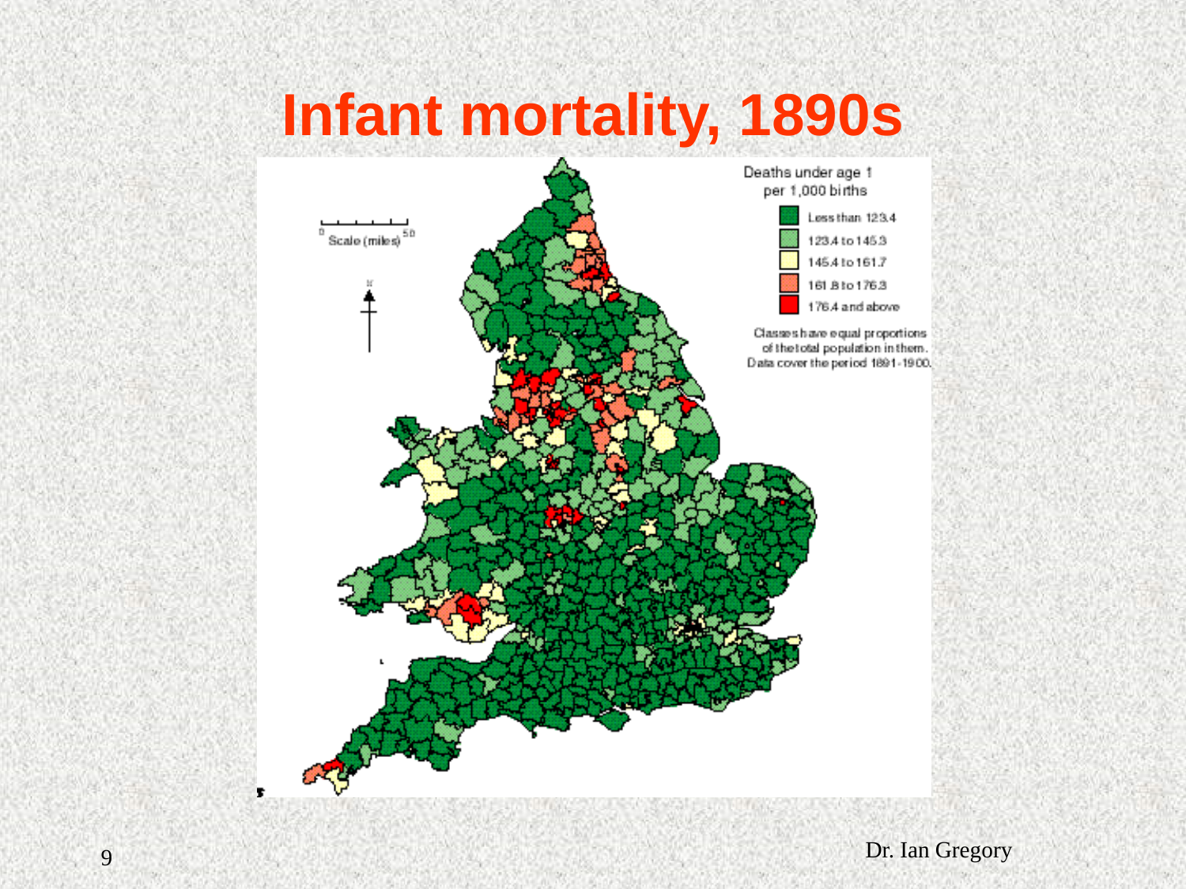# Infant mortality, 1890s

Deaths under age 1 per 1,000 births

- Less than 123.4
- 123.4 to 145.3
- 145.4 to 161.7
- 161.8 to 176.3
- 176.4 and above

Classes have equal proportions of the total population in them. Data cover the period 1891-1900.

Scale (miles) 0 50

Dr. Ian Gregory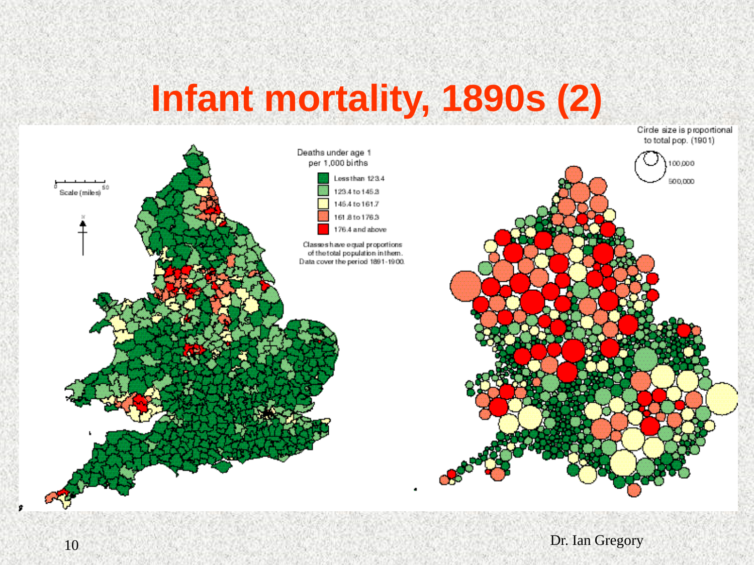# Infant mortality, 1890s (2)

Deaths under age 1 per 1,000 births

- Less than 123.4
- 123.4 to 145.3
- 145.4 to 161.7
- 161.8 to 176.3
- 176.4 and above

Classes have equal proportions of the total population in them. Data cover the period 1891-1900.

Scale (miles) 0 50

Circle size is proportional to total pop. (1901)

100,000

500,000

Dr. Ian Gregory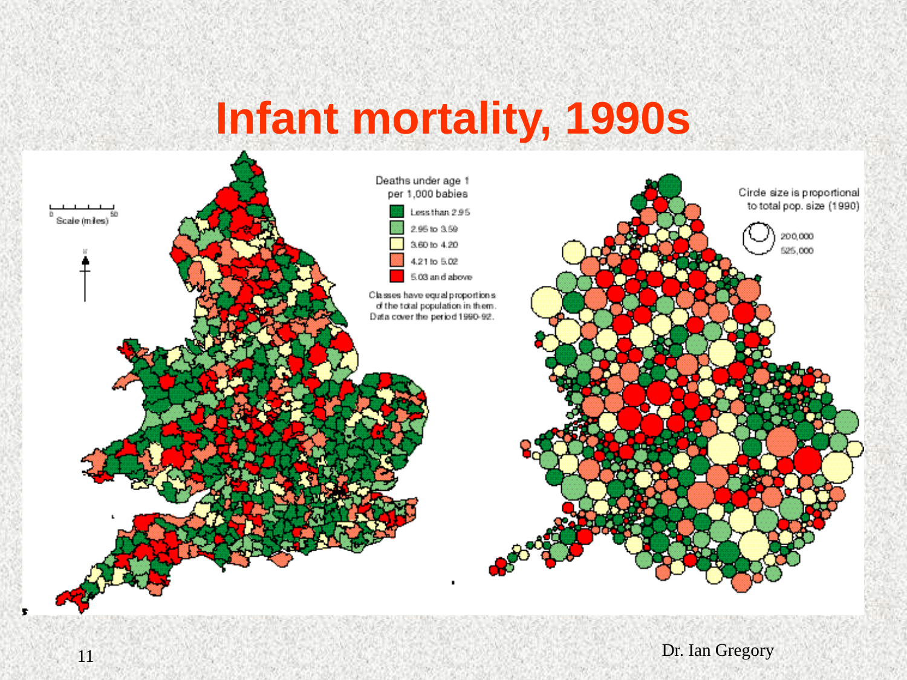# Infant mortality, 1990s

Deaths under age 1 per 1,000 babies

- Less than 2.95
- 2.95 to 3.59
- 3.60 to 4.20
- 4.21 to 5.02
- 5.03 and above

Classes have equal proportions of the total population in them. Data cover the period 1990-92.

Scale (miles) 0 50

Circle size is proportional to total pop. size (1990)

200,000

525,000

Dr. Ian Gregory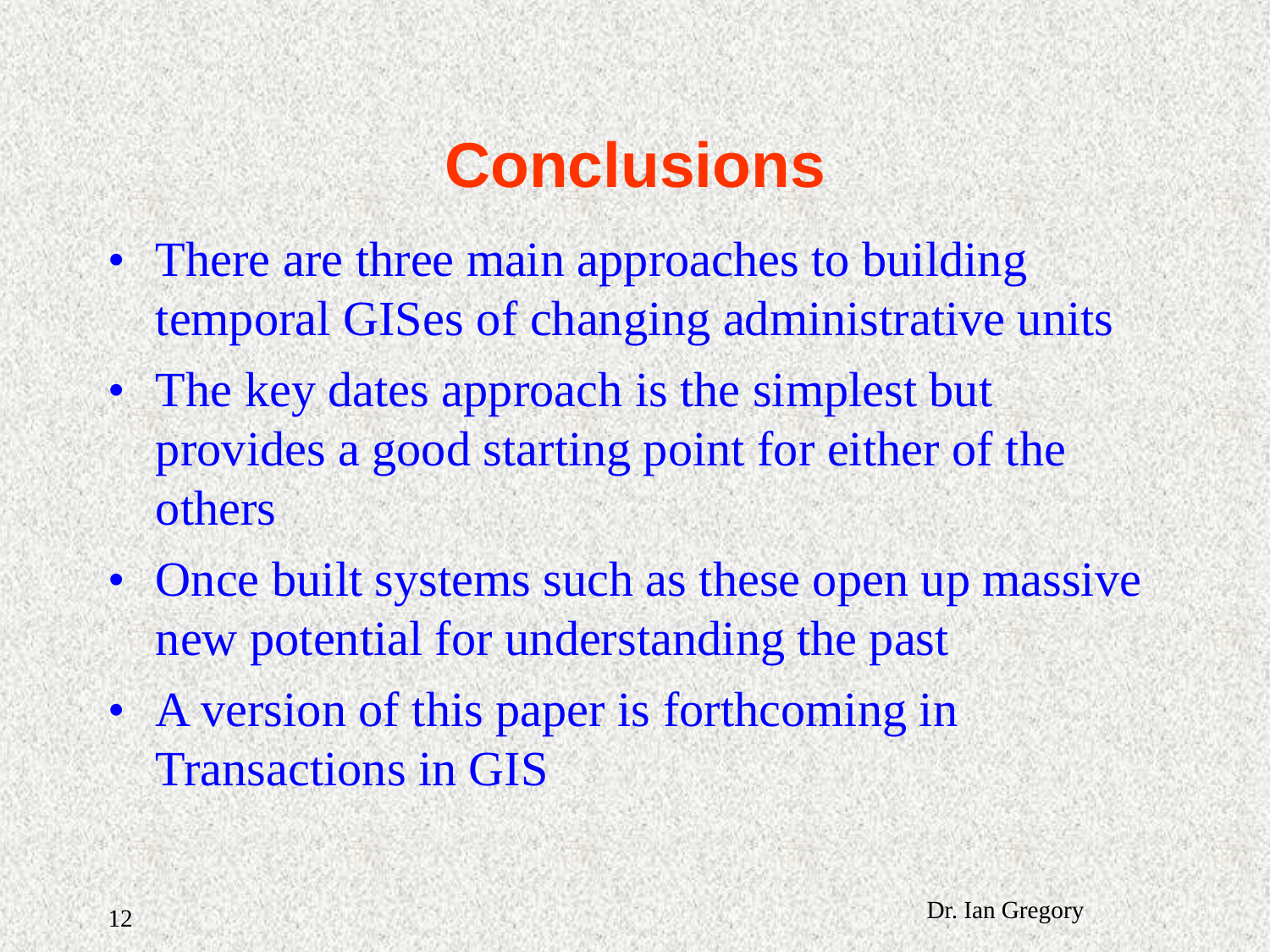# Conclusions

- There are three main approaches to building temporal GISes of changing administrative units
- The key dates approach is the simplest but provides a good starting point for either of the others
- Once built systems such as these open up massive new potential for understanding the past
- A version of this paper is forthcoming in Transactions in GIS